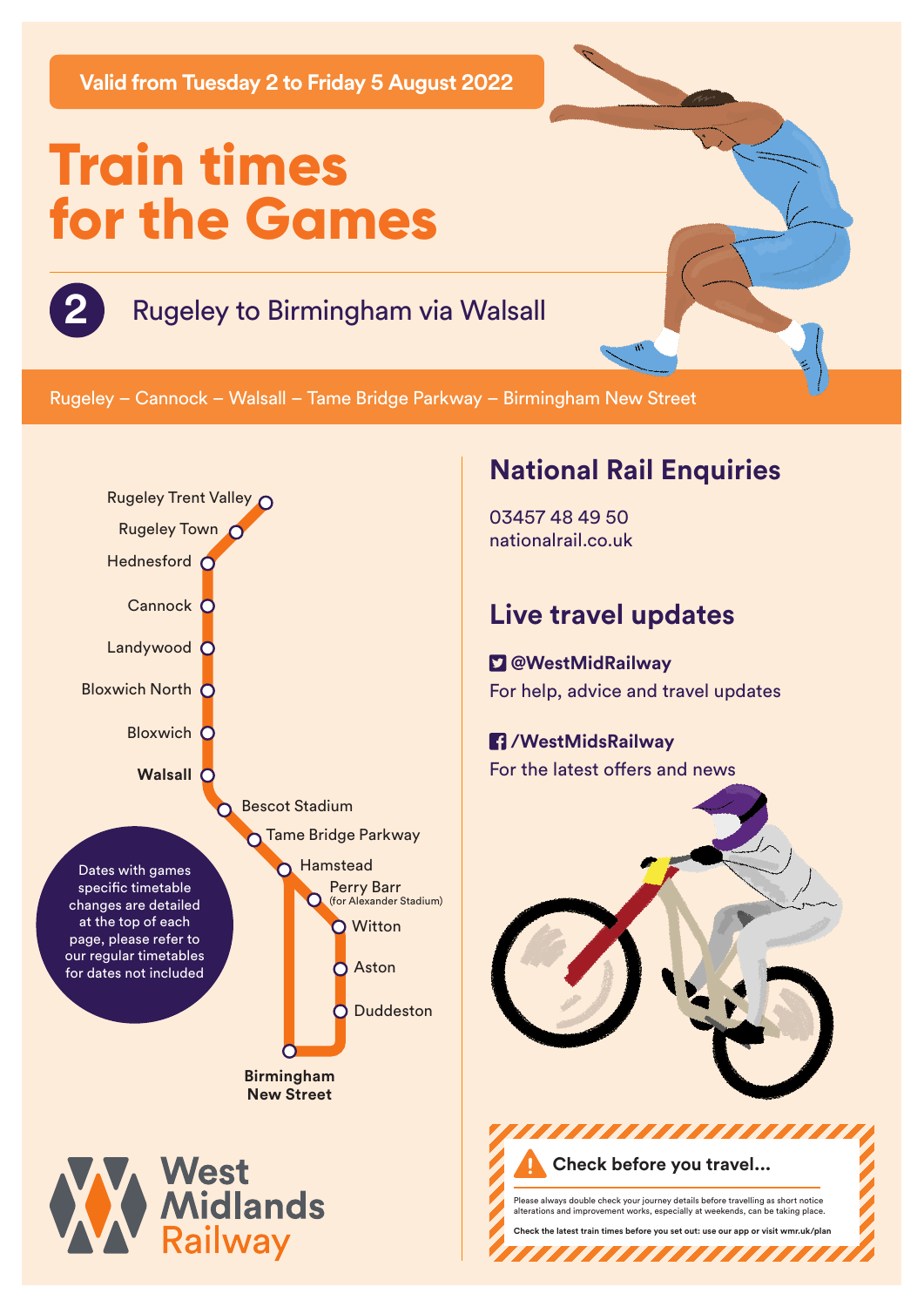Valid from Tuesday 2 to Friday 5 August 2022

# Train times for the Games

## 2 Rugeley to Birmingham via Walsall

Rugeley – Cannock – Walsall – Tame Bridge Parkway – Birmingham New Street

- Rugeley Trent Valley
- Rugeley Town
- Hednesford
- Cannock
- Landywood
- Bloxwich North
- Bloxwich
- **Walsall**
- Bescot Stadium
- Tame Bridge Parkway
- Hamstead
- Perry Barr (for Alexander Stadium)
- Witton
- Aston
- Duddeston
- **Birmingham New Street**

Dates with games specific timetable changes are detailed at the top of each page, please refer to our regular timetables for dates not included

West Midlands Railway

## National Rail Enquiries

03457 48 49 50
nationalrail.co.uk

## Live travel updates

**@WestMidRailway**
For help, advice and travel updates

**/WestMidsRailway**
For the latest offers and news

**Check before you travel...**

Please always double check your journey details before travelling as short notice alterations and improvement works, especially at weekends, can be taking place.

**Check the latest train times before you set out: use our app or visit wmr.uk/plan**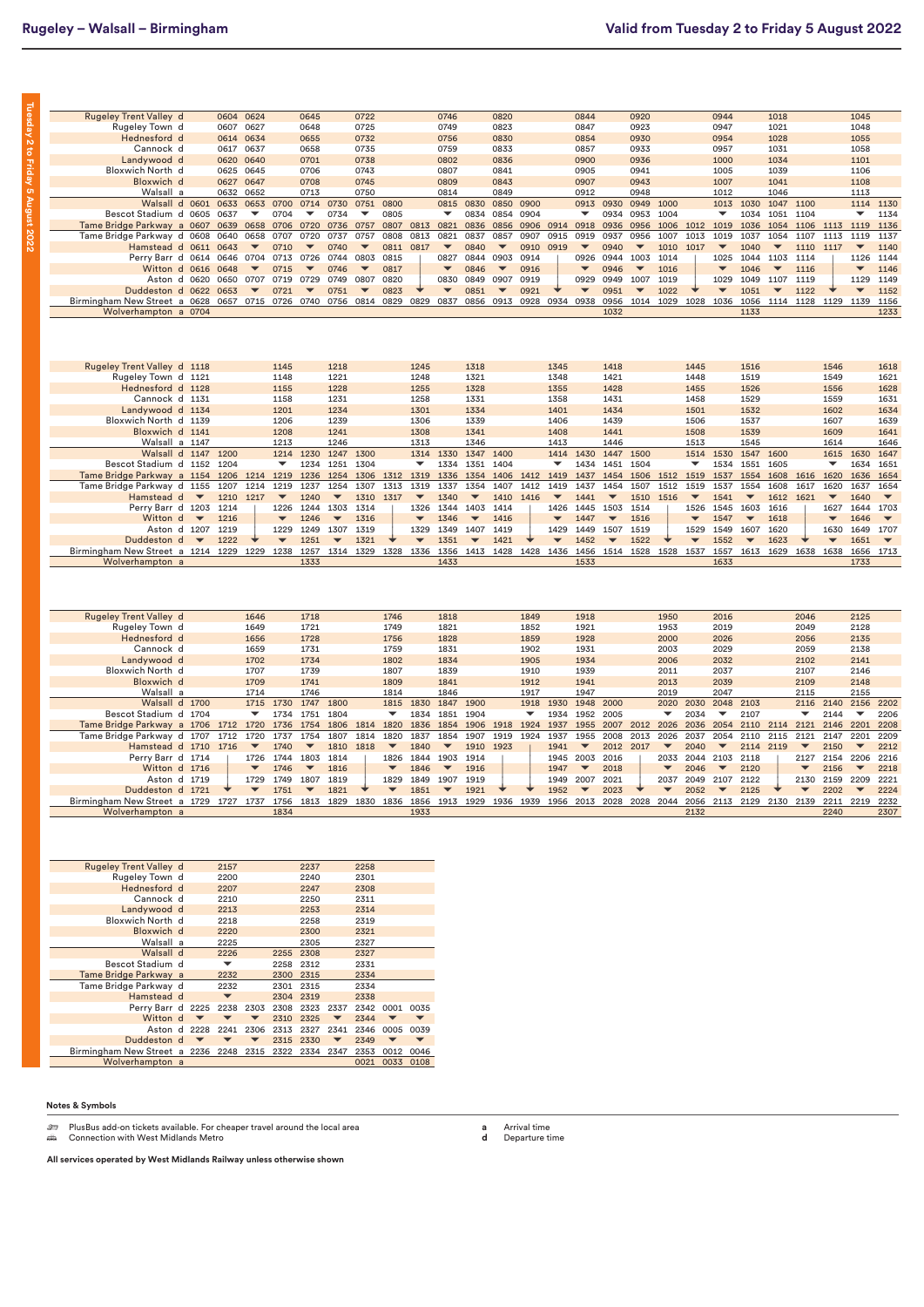# Rugeley – Walsall – Birmingham

**Valid from Tuesday 2 to Friday 5 August 2022**

| Station | | | | | | | | | | | | | | | | | | | | | | | | | | |
|---|---|---|---|---|---|---|---|---|---|---|---|---|---|---|---|---|---|---|---|---|---|---|---|---|---|---|
| Rugeley Trent Valley d | | 0604 | 0624 | | 0645 | | 0722 | | | 0746 | | 0820 | | | 0844 | | 0920 | | | 0944 | | 1018 | | | 1045 | |
| Rugeley Town d | | 0607 | 0627 | | 0648 | | 0725 | | | 0749 | | 0823 | | | 0847 | | 0923 | | | 0947 | | 1021 | | | 1048 | |
| Hednesford d | | 0614 | 0634 | | 0655 | | 0732 | | | 0756 | | 0830 | | | 0854 | | 0930 | | | 0954 | | 1028 | | | 1055 | |
| Cannock d | | 0617 | 0637 | | 0658 | | 0735 | | | 0759 | | 0833 | | | 0857 | | 0933 | | | 0957 | | 1031 | | | 1058 | |
| Landywood d | | 0620 | 0640 | | 0701 | | 0738 | | | 0802 | | 0836 | | | 0900 | | 0936 | | | 1000 | | 1034 | | | 1101 | |
| Bloxwich North d | | 0625 | 0645 | | 0706 | | 0743 | | | 0807 | | 0841 | | | 0905 | | 0941 | | | 1005 | | 1039 | | | 1106 | |
| Bloxwich d | | 0627 | 0647 | | 0708 | | 0745 | | | 0809 | | 0843 | | | 0907 | | 0943 | | | 1007 | | 1041 | | | 1108 | |
| Walsall a | | 0632 | 0652 | | 0713 | | 0750 | | | 0814 | | 0849 | | | 0912 | | 0948 | | | 1012 | | 1046 | | | 1113 | |
| Walsall d | 0601 | 0633 | 0653 | 0700 | 0714 | 0730 | 0751 | 0800 | | 0815 | 0830 | 0850 | 0900 | | 0913 | 0930 | 0949 | 1000 | | 1013 | 1030 | 1047 | 1100 | | 1114 | 1130 |
| Bescot Stadium d | 0605 | 0637 | ▼ | 0704 | ▼ | 0734 | ▼ | 0805 | | ▼ | 0834 | 0854 | 0904 | | ▼ | 0934 | 0953 | 1004 | | ▼ | 1034 | 1051 | 1104 | | ▼ | 1134 |
| Tame Bridge Parkway a | 0607 | 0639 | 0658 | 0706 | 0720 | 0736 | 0757 | 0807 | 0813 | 0821 | 0836 | 0856 | 0906 | 0914 | 0918 | 0936 | 0956 | 1006 | 1012 | 1019 | 1036 | 1054 | 1106 | 1113 | 1119 | 1136 |
| Tame Bridge Parkway d | 0608 | 0640 | 0658 | 0707 | 0720 | 0737 | 0757 | 0808 | 0813 | 0821 | 0837 | 0857 | 0907 | 0915 | 0919 | 0937 | 0956 | 1007 | 1013 | 1019 | 1037 | 1054 | 1107 | 1113 | 1119 | 1137 |
| Hamstead d | 0611 | 0643 | ▼ | 0710 | ▼ | 0740 | ▼ | 0811 | 0817 | ▼ | 0840 | ▼ | 0910 | 0919 | ▼ | 0940 | ▼ | 1010 | 1017 | ▼ | 1040 | ▼ | 1110 | 1117 | ▼ | 1140 |
| Perry Barr d | 0614 | 0646 | 0704 | 0713 | 0726 | 0744 | 0803 | 0815 | \| | 0827 | 0844 | 0903 | 0914 | \| | 0926 | 0944 | 1003 | 1014 | \| | 1025 | 1044 | 1103 | 1114 | \| | 1126 | 1144 |
| Witton d | 0616 | 0648 | ▼ | 0715 | ▼ | 0746 | ▼ | 0817 | \| | ▼ | 0846 | ▼ | 0916 | \| | ▼ | 0946 | ▼ | 1016 | \| | ▼ | 1046 | ▼ | 1116 | \| | ▼ | 1146 |
| Aston d | 0620 | 0650 | 0707 | 0719 | 0729 | 0749 | 0807 | 0820 | \| | 0830 | 0849 | 0907 | 0919 | \| | 0929 | 0949 | 1007 | 1019 | \| | 1029 | 1049 | 1107 | 1119 | \| | 1129 | 1149 |
| Duddeston d | 0622 | 0653 | ▼ | 0721 | ▼ | 0751 | ▼ | 0823 | ↓ | ▼ | 0851 | ▼ | 0921 | ↓ | ▼ | 0951 | ▼ | 1022 | ↓ | ▼ | 1051 | ▼ | 1122 | ↓ | ▼ | 1152 |
| Birmingham New Street a | 0628 | 0657 | 0715 | 0726 | 0740 | 0756 | 0814 | 0829 | 0829 | 0837 | 0856 | 0913 | 0928 | 0934 | 0938 | 0956 | 1014 | 1029 | 1028 | 1036 | 1056 | 1114 | 1128 | 1129 | 1139 | 1156 |
| Wolverhampton a | 0704 | | | | | | | | | | | | | | | 1032 | | | | | 1133 | | | | | 1233 |

| Station | | | | | | | | | | | | | | | | | | | | | | | | | | |
|---|---|---|---|---|---|---|---|---|---|---|---|---|---|---|---|---|---|---|---|---|---|---|---|---|---|---|
| Rugeley Trent Valley d | 1118 | | | 1145 | | 1218 | | | 1245 | | 1318 | | | 1345 | | 1418 | | | 1445 | | 1516 | | | 1546 | | 1618 |
| Rugeley Town d | 1121 | | | 1148 | | 1221 | | | 1248 | | 1321 | | | 1348 | | 1421 | | | 1448 | | 1519 | | | 1549 | | 1621 |
| Hednesford d | 1128 | | | 1155 | | 1228 | | | 1255 | | 1328 | | | 1355 | | 1428 | | | 1455 | | 1526 | | | 1556 | | 1628 |
| Cannock d | 1131 | | | 1158 | | 1231 | | | 1258 | | 1331 | | | 1358 | | 1431 | | | 1458 | | 1529 | | | 1559 | | 1631 |
| Landywood d | 1134 | | | 1201 | | 1234 | | | 1301 | | 1334 | | | 1401 | | 1434 | | | 1501 | | 1532 | | | 1602 | | 1634 |
| Bloxwich North d | 1139 | | | 1206 | | 1239 | | | 1306 | | 1339 | | | 1406 | | 1439 | | | 1506 | | 1537 | | | 1607 | | 1639 |
| Bloxwich d | 1141 | | | 1208 | | 1241 | | | 1308 | | 1341 | | | 1408 | | 1441 | | | 1508 | | 1539 | | | 1609 | | 1641 |
| Walsall a | 1147 | | | 1213 | | 1246 | | | 1313 | | 1346 | | | 1413 | | 1446 | | | 1513 | | 1545 | | | 1614 | | 1646 |
| Walsall d | 1147 | 1200 | | 1214 | 1230 | 1247 | 1300 | | 1314 | 1330 | 1347 | 1400 | | 1414 | 1430 | 1447 | 1500 | | 1514 | 1530 | 1547 | 1600 | | 1615 | 1630 | 1647 |
| Bescot Stadium d | 1152 | 1204 | | ▼ | 1234 | 1251 | 1304 | | ▼ | 1334 | 1351 | 1404 | | ▼ | 1434 | 1451 | 1504 | | ▼ | 1534 | 1551 | 1605 | | ▼ | 1634 | 1651 |
| Tame Bridge Parkway a | 1154 | 1206 | 1214 | 1219 | 1236 | 1254 | 1306 | 1312 | 1319 | 1336 | 1354 | 1406 | 1412 | 1419 | 1437 | 1454 | 1506 | 1512 | 1519 | 1537 | 1554 | 1608 | 1616 | 1620 | 1636 | 1654 |
| Tame Bridge Parkway d | 1155 | 1207 | 1214 | 1219 | 1237 | 1254 | 1307 | 1313 | 1319 | 1337 | 1354 | 1407 | 1412 | 1419 | 1437 | 1454 | 1507 | 1512 | 1519 | 1537 | 1554 | 1608 | 1617 | 1620 | 1637 | 1654 |
| Hamstead d | ▼ | 1210 | 1217 | ▼ | 1240 | ▼ | 1310 | 1317 | ▼ | 1340 | ▼ | 1410 | 1416 | ▼ | 1441 | ▼ | 1510 | 1516 | ▼ | 1541 | ▼ | 1612 | 1621 | ▼ | 1640 | ▼ |
| Perry Barr d | 1203 | 1214 | \| | 1226 | 1244 | 1303 | 1314 | \| | 1326 | 1344 | 1403 | 1414 | \| | 1426 | 1445 | 1503 | 1514 | \| | 1526 | 1545 | 1603 | 1616 | \| | 1627 | 1644 | 1703 |
| Witton d | ▼ | 1216 | \| | ▼ | 1246 | ▼ | 1316 | \| | ▼ | 1346 | ▼ | 1416 | \| | ▼ | 1447 | ▼ | 1516 | \| | ▼ | 1547 | ▼ | 1618 | \| | ▼ | 1646 | ▼ |
| Aston d | 1207 | 1219 | \| | 1229 | 1249 | 1307 | 1319 | \| | 1329 | 1349 | 1407 | 1419 | \| | 1429 | 1449 | 1507 | 1519 | \| | 1529 | 1549 | 1607 | 1620 | \| | 1630 | 1649 | 1707 |
| Duddeston d | ▼ | 1222 | ↓ | ▼ | 1251 | ▼ | 1321 | ↓ | ▼ | 1351 | ▼ | 1421 | ↓ | ▼ | 1452 | ▼ | 1522 | ↓ | ▼ | 1552 | ▼ | 1623 | ↓ | ▼ | 1651 | ▼ |
| Birmingham New Street a | 1214 | 1229 | 1229 | 1238 | 1257 | 1314 | 1329 | 1328 | 1336 | 1356 | 1413 | 1428 | 1428 | 1436 | 1456 | 1514 | 1528 | 1528 | 1537 | 1557 | 1613 | 1629 | 1638 | 1638 | 1656 | 1713 |
| Wolverhampton a | | | | | 1333 | | | | | 1433 | | | | | 1533 | | | | | 1633 | | | | | 1733 | |

| Station | | | | | | | | | | | | | | | | | | | | | | | | | | |
|---|---|---|---|---|---|---|---|---|---|---|---|---|---|---|---|---|---|---|---|---|---|---|---|---|---|---|
| Rugeley Trent Valley d | | | 1646 | | 1718 | | | 1746 | | 1818 | | | 1849 | | 1918 | | | 1950 | | 2016 | | | 2046 | | 2125 | |
| Rugeley Town d | | | 1649 | | 1721 | | | 1749 | | 1821 | | | 1852 | | 1921 | | | 1953 | | 2019 | | | 2049 | | 2128 | |
| Hednesford d | | | 1656 | | 1728 | | | 1756 | | 1828 | | | 1859 | | 1928 | | | 2000 | | 2026 | | | 2056 | | 2135 | |
| Cannock d | | | 1659 | | 1731 | | | 1759 | | 1831 | | | 1902 | | 1931 | | | 2003 | | 2029 | | | 2059 | | 2138 | |
| Landywood d | | | 1702 | | 1734 | | | 1802 | | 1834 | | | 1905 | | 1934 | | | 2006 | | 2032 | | | 2102 | | 2141 | |
| Bloxwich North d | | | 1707 | | 1739 | | | 1807 | | 1839 | | | 1910 | | 1939 | | | 2011 | | 2037 | | | 2107 | | 2146 | |
| Bloxwich d | | | 1709 | | 1741 | | | 1809 | | 1841 | | | 1912 | | 1941 | | | 2013 | | 2039 | | | 2109 | | 2148 | |
| Walsall a | | | 1714 | | 1746 | | | 1814 | | 1846 | | | 1917 | | 1947 | | | 2019 | | 2047 | | | 2115 | | 2155 | |
| Walsall d | 1700 | | 1715 | 1730 | 1747 | 1800 | | 1815 | 1830 | 1847 | 1900 | | 1918 | 1930 | 1948 | 2000 | | 2020 | 2030 | 2048 | 2103 | | 2116 | 2140 | 2156 | 2202 |
| Bescot Stadium d | 1704 | | ▼ | 1734 | 1751 | 1804 | | ▼ | 1834 | 1851 | 1904 | | ▼ | 1934 | 1952 | 2005 | | ▼ | 2034 | ▼ | 2107 | | ▼ | 2144 | ▼ | 2206 |
| Tame Bridge Parkway a | 1706 | 1712 | 1720 | 1736 | 1754 | 1806 | 1814 | 1820 | 1836 | 1854 | 1906 | 1918 | 1924 | 1937 | 1955 | 2007 | 2012 | 2026 | 2036 | 2054 | 2110 | 2114 | 2121 | 2146 | 2201 | 2208 |
| Tame Bridge Parkway d | 1707 | 1712 | 1720 | 1737 | 1754 | 1807 | 1814 | 1820 | 1837 | 1854 | 1907 | 1919 | 1924 | 1937 | 1955 | 2008 | 2013 | 2026 | 2037 | 2054 | 2110 | 2115 | 2121 | 2147 | 2201 | 2209 |
| Hamstead d | 1710 | 1716 | ▼ | 1740 | ▼ | 1810 | 1818 | ▼ | 1840 | ▼ | 1910 | 1923 | \| | 1941 | ▼ | 2012 | 2017 | ▼ | 2040 | ▼ | 2114 | 2119 | ▼ | 2150 | ▼ | 2212 |
| Perry Barr d | 1714 | \| | 1726 | 1744 | 1803 | 1814 | \| | 1826 | 1844 | 1903 | 1914 | \| | \| | 1945 | 2003 | 2016 | \| | 2033 | 2044 | 2103 | 2118 | \| | 2127 | 2154 | 2206 | 2216 |
| Witton d | 1716 | \| | ▼ | 1746 | ▼ | 1816 | \| | ▼ | 1846 | ▼ | 1916 | \| | \| | 1947 | ▼ | 2018 | \| | ▼ | 2046 | ▼ | 2120 | \| | ▼ | 2156 | ▼ | 2218 |
| Aston d | 1719 | \| | 1729 | 1749 | 1807 | 1819 | \| | 1829 | 1849 | 1907 | 1919 | \| | \| | 1949 | 2007 | 2021 | \| | 2037 | 2049 | 2107 | 2122 | \| | 2130 | 2159 | 2209 | 2221 |
| Duddeston d | 1721 | ↓ | ▼ | 1751 | ▼ | 1821 | ↓ | ▼ | 1851 | ▼ | 1921 | ↓ | ↓ | 1952 | ▼ | 2023 | ↓ | ▼ | 2052 | ▼ | 2125 | ↓ | ▼ | 2202 | ▼ | 2224 |
| Birmingham New Street a | 1729 | 1727 | 1737 | 1756 | 1813 | 1829 | 1830 | 1836 | 1856 | 1913 | 1929 | 1936 | 1939 | 1956 | 2013 | 2028 | 2028 | 2044 | 2056 | 2113 | 2129 | 2130 | 2139 | 2211 | 2219 | 2232 |
| Wolverhampton a | | | | 1834 | | | | | 1933 | | | | | | | | | | 2132 | | | | | 2240 | | 2307 |

| Station | | | | | | | | | |
|---|---|---|---|---|---|---|---|---|---|
| Rugeley Trent Valley d | | 2157 | | | 2237 | | 2258 | | |
| Rugeley Town d | | 2200 | | | 2240 | | 2301 | | |
| Hednesford d | | 2207 | | | 2247 | | 2308 | | |
| Cannock d | | 2210 | | | 2250 | | 2311 | | |
| Landywood d | | 2213 | | | 2253 | | 2314 | | |
| Bloxwich North d | | 2218 | | | 2258 | | 2319 | | |
| Bloxwich d | | 2220 | | | 2300 | | 2321 | | |
| Walsall a | | 2225 | | | 2305 | | 2327 | | |
| Walsall d | | 2226 | | 2255 | 2308 | | 2327 | | |
| Bescot Stadium d | | ▼ | | 2258 | 2312 | | 2331 | | |
| Tame Bridge Parkway a | | 2232 | | 2300 | 2315 | | 2334 | | |
| Tame Bridge Parkway d | | 2232 | | 2301 | 2315 | | 2334 | | |
| Hamstead d | | ▼ | | 2304 | 2319 | | 2338 | | |
| Perry Barr d | 2225 | 2238 | 2303 | 2308 | 2323 | 2337 | 2342 | 0001 | 0035 |
| Witton d | ▼ | ▼ | ▼ | 2310 | 2325 | ▼ | 2344 | ▼ | ▼ |
| Aston d | 2228 | 2241 | 2306 | 2313 | 2327 | 2341 | 2346 | 0005 | 0039 |
| Duddeston d | ▼ | ▼ | ▼ | 2315 | 2330 | ▼ | 2349 | ▼ | ▼ |
| Birmingham New Street a | 2236 | 2248 | 2315 | 2322 | 2334 | 2347 | 2353 | 0012 | 0046 |
| Wolverhampton a | | | | | | | 0021 | 0033 | 0108 |

**Notes & Symbols**

PlusBus add-on tickets available. For cheaper travel around the local area

Connection with West Midlands Metro

**a** Arrival time

**d** Departure time

**All services operated by West Midlands Railway unless otherwise shown**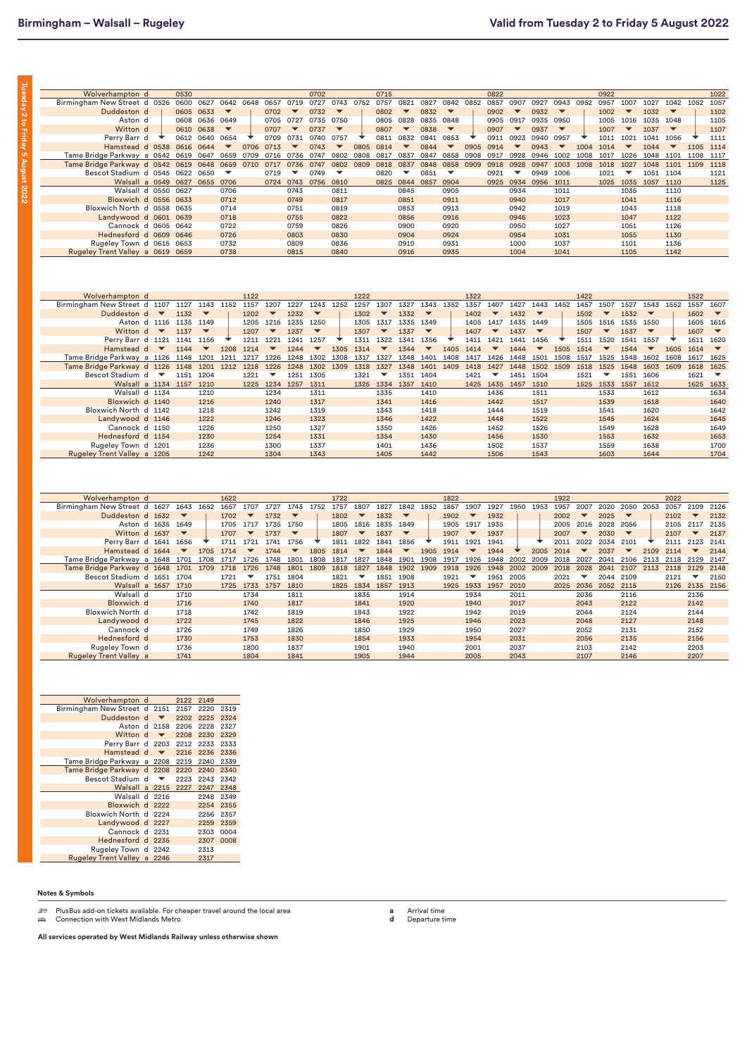# Birmingham – Walsall – Rugeley

## Valid from Tuesday 2 to Friday 5 August 2022

| Station | | | | | | | | | | | | | | | | | | | | | | | | | | | |
|---|---|---|---|---|---|---|---|---|---|---|---|---|---|---|---|---|---|---|---|---|---|---|---|---|---|---|---|
| Wolverhampton | d | | 0530 | | | | | | 0702 | | | 0715 | | | | | 0822 | | | | | 0922 | | | | | 1022 |
| Birmingham New Street | d | 0526 | 0600 | 0627 | 0642 | 0648 | 0657 | 0719 | 0727 | 0743 | 0752 | 0757 | 0821 | 0827 | 0842 | 0852 | 0857 | 0907 | 0927 | 0943 | 0952 | 0957 | 1007 | 1027 | 1042 | 1052 | 1057 |
| Duddeston | d | | 0605 | 0633 | ▼ | | 0702 | ▼ | 0732 | ▼ | | 0802 | ▼ | 0832 | ▼ | | 0902 | ▼ | 0932 | ▼ | | 1002 | ▼ | 1032 | ▼ | | 1102 |
| Aston | d | | 0608 | 0636 | 0649 | | 0705 | 0727 | 0735 | 0750 | | 0805 | 0828 | 0835 | 0848 | | 0905 | 0917 | 0935 | 0950 | | 1005 | 1016 | 1035 | 1048 | | 1105 |
| Witton | d | | 0610 | 0638 | ▼ | | 0707 | ▼ | 0737 | ▼ | | 0807 | ▼ | 0838 | ▼ | | 0907 | ▼ | 0937 | ▼ | | 1007 | ▼ | 1037 | ▼ | | 1107 |
| Perry Barr | d | ▼ | 0612 | 0640 | 0654 | ▼ | 0709 | 0731 | 0740 | 0757 | ▼ | 0811 | 0832 | 0841 | 0853 | ▼ | 0911 | 0923 | 0940 | 0957 | ▼ | 1011 | 1021 | 1041 | 1056 | ▼ | 1111 |
| Hamstead | d | 0538 | 0616 | 0644 | ▼ | 0706 | 0713 | ▼ | 0743 | ▼ | 0805 | 0814 | ▼ | 0844 | ▼ | 0905 | 0914 | ▼ | 0943 | ▼ | 1004 | 1014 | ▼ | 1044 | ▼ | 1105 | 1114 |
| Tame Bridge Parkway | a | 0542 | 0619 | 0647 | 0659 | 0709 | 0716 | 0736 | 0747 | 0802 | 0808 | 0817 | 0837 | 0847 | 0858 | 0908 | 0917 | 0928 | 0946 | 1002 | 1008 | 1017 | 1026 | 1048 | 1101 | 1108 | 1117 |
| Tame Bridge Parkway | d | 0542 | 0619 | 0648 | 0659 | 0710 | 0717 | 0736 | 0747 | 0802 | 0809 | 0818 | 0837 | 0848 | 0858 | 0909 | 0918 | 0928 | 0947 | 1003 | 1008 | 1018 | 1027 | 1048 | 1101 | 1109 | 1118 |
| Bescot Stadium | d | 0545 | 0622 | 0650 | ▼ | | 0719 | ▼ | 0749 | ▼ | | 0820 | ▼ | 0851 | ▼ | | 0921 | ▼ | 0949 | 1006 | | 1021 | ▼ | 1051 | 1104 | | 1121 |
| Walsall | a | 0549 | 0627 | 0655 | 0706 | | 0724 | 0743 | 0756 | 0810 | | 0825 | 0844 | 0857 | 0904 | | 0925 | 0934 | 0956 | 1011 | | 1025 | 1035 | 1057 | 1110 | | 1125 |
| Walsall | d | 0550 | 0627 | | 0706 | | | 0743 | | 0811 | | | 0845 | | 0905 | | | 0934 | | 1011 | | | 1035 | | 1110 | | |
| Bloxwich | d | 0556 | 0633 | | 0712 | | | 0749 | | 0817 | | | 0851 | | 0911 | | | 0940 | | 1017 | | | 1041 | | 1116 | | |
| Bloxwich North | d | 0558 | 0635 | | 0714 | | | 0751 | | 0819 | | | 0853 | | 0913 | | | 0942 | | 1019 | | | 1043 | | 1118 | | |
| Landywood | d | 0601 | 0639 | | 0718 | | | 0755 | | 0822 | | | 0856 | | 0916 | | | 0946 | | 1023 | | | 1047 | | 1122 | | |
| Cannock | d | 0605 | 0642 | | 0722 | | | 0759 | | 0826 | | | 0900 | | 0920 | | | 0950 | | 1027 | | | 1051 | | 1126 | | |
| Hednesford | d | 0609 | 0646 | | 0726 | | | 0803 | | 0830 | | | 0904 | | 0924 | | | 0954 | | 1031 | | | 1055 | | 1130 | | |
| Rugeley Town | d | 0615 | 0653 | | 0732 | | | 0809 | | 0836 | | | 0910 | | 0931 | | | 1000 | | 1037 | | | 1101 | | 1136 | | |
| Rugeley Trent Valley | a | 0619 | 0659 | | 0738 | | | 0815 | | 0840 | | | 0916 | | 0935 | | | 1004 | | 1041 | | | 1105 | | 1142 | | |

| Station | | | | | | | | | | | | | | | | | | | | | | | | | | | |
|---|---|---|---|---|---|---|---|---|---|---|---|---|---|---|---|---|---|---|---|---|---|---|---|---|---|---|---|
| Wolverhampton | d | | | | | 1122 | | | | | 1222 | | | | | 1322 | | | | | 1422 | | | | | 1522 | |
| Birmingham New Street | d | 1107 | 1127 | 1143 | 1152 | 1157 | 1207 | 1227 | 1243 | 1252 | 1257 | 1307 | 1327 | 1343 | 1352 | 1357 | 1407 | 1427 | 1443 | 1452 | 1457 | 1507 | 1527 | 1543 | 1552 | 1557 | 1607 |
| Duddeston | d | ▼ | 1132 | ▼ | | 1202 | ▼ | 1232 | ▼ | | 1302 | ▼ | 1332 | ▼ | | 1402 | ▼ | 1432 | ▼ | | 1502 | ▼ | 1532 | ▼ | | 1602 | ▼ |
| Aston | d | 1116 | 1135 | 1149 | | 1205 | 1216 | 1235 | 1250 | | 1305 | 1317 | 1335 | 1349 | | 1405 | 1417 | 1435 | 1449 | | 1505 | 1516 | 1535 | 1550 | | 1605 | 1616 |
| Witton | d | ▼ | 1137 | ▼ | | 1207 | ▼ | 1237 | ▼ | | 1307 | ▼ | 1337 | ▼ | | 1407 | ▼ | 1437 | ▼ | | 1507 | ▼ | 1537 | ▼ | | 1607 | ▼ |
| Perry Barr | d | 1121 | 1141 | 1156 | ▼ | 1211 | 1221 | 1241 | 1257 | ▼ | 1311 | 1322 | 1341 | 1356 | ▼ | 1411 | 1421 | 1441 | 1456 | ▼ | 1511 | 1520 | 1541 | 1557 | ▼ | 1611 | 1620 |
| Hamstead | d | ▼ | 1144 | ▼ | 1208 | 1214 | ▼ | 1244 | ▼ | 1305 | 1314 | ▼ | 1344 | ▼ | 1405 | 1414 | ▼ | 1444 | ▼ | 1505 | 1514 | ▼ | 1544 | ▼ | 1605 | 1614 | ▼ |
| Tame Bridge Parkway | a | 1126 | 1148 | 1201 | 1211 | 1217 | 1226 | 1248 | 1302 | 1308 | 1317 | 1327 | 1348 | 1401 | 1408 | 1417 | 1426 | 1448 | 1501 | 1508 | 1517 | 1525 | 1548 | 1602 | 1608 | 1617 | 1625 |
| Tame Bridge Parkway | d | 1126 | 1148 | 1201 | 1212 | 1218 | 1226 | 1248 | 1302 | 1309 | 1318 | 1327 | 1348 | 1401 | 1409 | 1418 | 1427 | 1448 | 1502 | 1509 | 1518 | 1525 | 1548 | 1603 | 1609 | 1618 | 1625 |
| Bescot Stadium | d | ▼ | 1151 | 1204 | | 1221 | ▼ | 1251 | 1305 | | 1321 | ▼ | 1351 | 1404 | | 1421 | ▼ | 1451 | 1504 | | 1521 | ▼ | 1551 | 1606 | | 1621 | ▼ |
| Walsall | a | 1134 | 1157 | 1210 | | 1225 | 1234 | 1257 | 1311 | | 1325 | 1334 | 1357 | 1410 | | 1425 | 1435 | 1457 | 1510 | | 1525 | 1533 | 1557 | 1612 | | 1625 | 1633 |
| Walsall | d | 1134 | | 1210 | | | 1234 | | 1311 | | | 1335 | | 1410 | | | 1436 | | 1511 | | | 1533 | | 1612 | | | 1634 |
| Bloxwich | d | 1140 | | 1216 | | | 1240 | | 1317 | | | 1341 | | 1416 | | | 1442 | | 1517 | | | 1539 | | 1618 | | | 1640 |
| Bloxwich North | d | 1142 | | 1218 | | | 1242 | | 1319 | | | 1343 | | 1418 | | | 1444 | | 1519 | | | 1541 | | 1620 | | | 1642 |
| Landywood | d | 1146 | | 1222 | | | 1246 | | 1323 | | | 1346 | | 1422 | | | 1448 | | 1522 | | | 1545 | | 1624 | | | 1645 |
| Cannock | d | 1150 | | 1226 | | | 1250 | | 1327 | | | 1350 | | 1426 | | | 1452 | | 1526 | | | 1549 | | 1628 | | | 1649 |
| Hednesford | d | 1154 | | 1230 | | | 1254 | | 1331 | | | 1354 | | 1430 | | | 1456 | | 1530 | | | 1553 | | 1632 | | | 1653 |
| Rugeley Town | d | 1201 | | 1236 | | | 1300 | | 1337 | | | 1401 | | 1436 | | | 1502 | | 1537 | | | 1559 | | 1638 | | | 1700 |
| Rugeley Trent Valley | a | 1205 | | 1242 | | | 1304 | | 1343 | | | 1405 | | 1442 | | | 1506 | | 1543 | | | 1603 | | 1644 | | | 1704 |

| Station | | | | | | | | | | | | | | | | | | | | | | | | | | | |
|---|---|---|---|---|---|---|---|---|---|---|---|---|---|---|---|---|---|---|---|---|---|---|---|---|---|---|---|
| Wolverhampton | d | | | | 1622 | | | | | 1722 | | | | | 1822 | | | | | 1922 | | | | | 2022 | | |
| Birmingham New Street | d | 1627 | 1643 | 1652 | 1657 | 1707 | 1727 | 1743 | 1752 | 1757 | 1807 | 1827 | 1842 | 1852 | 1857 | 1907 | 1927 | 1950 | 1953 | 1957 | 2007 | 2020 | 2050 | 2053 | 2057 | 2109 | 2126 |
| Duddeston | d | 1632 | ▼ | | 1702 | ▼ | 1732 | ▼ | | 1802 | ▼ | 1832 | ▼ | | 1902 | ▼ | 1932 | | | 2002 | ▼ | 2025 | ▼ | | 2102 | ▼ | 2132 |
| Aston | d | 1635 | 1649 | | 1705 | 1717 | 1735 | 1750 | | 1805 | 1816 | 1835 | 1849 | | 1905 | 1917 | 1935 | | | 2005 | 2016 | 2028 | 2056 | | 2105 | 2117 | 2135 |
| Witton | d | 1637 | ▼ | | 1707 | ▼ | 1737 | ▼ | | 1807 | ▼ | 1837 | ▼ | | 1907 | ▼ | 1937 | | | 2007 | ▼ | 2030 | ▼ | | 2107 | ▼ | 2137 |
| Perry Barr | d | 1641 | 1656 | ▼ | 1711 | 1721 | 1741 | 1756 | ▼ | 1811 | 1822 | 1841 | 1856 | ▼ | 1911 | 1921 | 1941 | | ▼ | 2011 | 2022 | 2034 | 2101 | ▼ | 2111 | 2123 | 2141 |
| Hamstead | d | 1644 | ▼ | 1705 | 1714 | ▼ | 1744 | ▼ | 1805 | 1814 | ▼ | 1844 | ▼ | 1905 | 1914 | ▼ | 1944 | ▼ | 2005 | 2014 | ▼ | 2037 | ▼ | 2109 | 2114 | ▼ | 2144 |
| Tame Bridge Parkway | a | 1648 | 1701 | 1708 | 1717 | 1726 | 1748 | 1801 | 1808 | 1817 | 1827 | 1848 | 1901 | 1908 | 1917 | 1926 | 1948 | 2002 | 2009 | 2018 | 2027 | 2041 | 2106 | 2113 | 2118 | 2129 | 2147 |
| Tame Bridge Parkway | d | 1648 | 1701 | 1709 | 1718 | 1726 | 1748 | 1801 | 1809 | 1818 | 1827 | 1848 | 1902 | 1909 | 1918 | 1926 | 1948 | 2002 | 2009 | 2018 | 2028 | 2041 | 2107 | 2113 | 2118 | 2129 | 2148 |
| Bescot Stadium | d | 1651 | 1704 | | 1721 | ▼ | 1751 | 1804 | | 1821 | ▼ | 1851 | 1908 | | 1921 | ▼ | 1951 | 2005 | | 2021 | ▼ | 2044 | 2109 | | 2121 | ▼ | 2150 |
| Walsall | a | 1657 | 1710 | | 1725 | 1733 | 1757 | 1810 | | 1825 | 1834 | 1857 | 1913 | | 1925 | 1933 | 1957 | 2010 | | 2025 | 2036 | 2052 | 2115 | | 2126 | 2135 | 2156 |
| Walsall | d | | 1710 | | | 1734 | | 1811 | | | 1835 | | 1914 | | | 1934 | | 2011 | | | 2036 | | 2116 | | | 2136 | |
| Bloxwich | d | | 1716 | | | 1740 | | 1817 | | | 1841 | | 1920 | | | 1940 | | 2017 | | | 2043 | | 2122 | | | 2142 | |
| Bloxwich North | d | | 1718 | | | 1742 | | 1819 | | | 1843 | | 1922 | | | 1942 | | 2019 | | | 2044 | | 2124 | | | 2144 | |
| Landywood | d | | 1722 | | | 1745 | | 1822 | | | 1846 | | 1925 | | | 1946 | | 2023 | | | 2048 | | 2127 | | | 2148 | |
| Cannock | d | | 1726 | | | 1749 | | 1826 | | | 1850 | | 1929 | | | 1950 | | 2027 | | | 2052 | | 2131 | | | 2152 | |
| Hednesford | d | | 1730 | | | 1753 | | 1830 | | | 1854 | | 1933 | | | 1954 | | 2031 | | | 2056 | | 2135 | | | 2156 | |
| Rugeley Town | d | | 1736 | | | 1800 | | 1837 | | | 1901 | | 1940 | | | 2001 | | 2037 | | | 2103 | | 2142 | | | 2203 | |
| Rugeley Trent Valley | a | | 1741 | | | 1804 | | 1841 | | | 1905 | | 1944 | | | 2005 | | 2043 | | | 2107 | | 2146 | | | 2207 | |

| Station | | | | | |
|---|---|---|---|---|---|
| Wolverhampton | d | | 2122 | 2149 | |
| Birmingham New Street | d | 2151 | 2157 | 2220 | 2319 |
| Duddeston | d | ▼ | 2202 | 2225 | 2324 |
| Aston | d | 2158 | 2206 | 2228 | 2327 |
| Witton | d | ▼ | 2208 | 2230 | 2329 |
| Perry Barr | d | 2203 | 2212 | 2233 | 2333 |
| Hamstead | d | ▼ | 2216 | 2236 | 2336 |
| Tame Bridge Parkway | a | 2208 | 2219 | 2240 | 2339 |
| Tame Bridge Parkway | d | 2208 | 2220 | 2240 | 2340 |
| Bescot Stadium | d | ▼ | 2223 | 2243 | 2342 |
| Walsall | a | 2215 | 2227 | 2247 | 2348 |
| Walsall | d | 2216 | | 2248 | 2349 |
| Bloxwich | d | 2222 | | 2254 | 2355 |
| Bloxwich North | d | 2224 | | 2256 | 2357 |
| Landywood | d | 2227 | | 2259 | 2359 |
| Cannock | d | 2231 | | 2303 | 0004 |
| Hednesford | d | 2235 | | 2307 | 0008 |
| Rugeley Town | d | 2242 | | 2313 | |
| Rugeley Trent Valley | a | 2246 | | 2317 | |

**Notes & Symbols**

PlusBus add-on tickets available. For cheaper travel around the local area

Connection with West Midlands Metro

**a** Arrival time

**d** Departure time

**All services operated by West Midlands Railway unless otherwise shown**